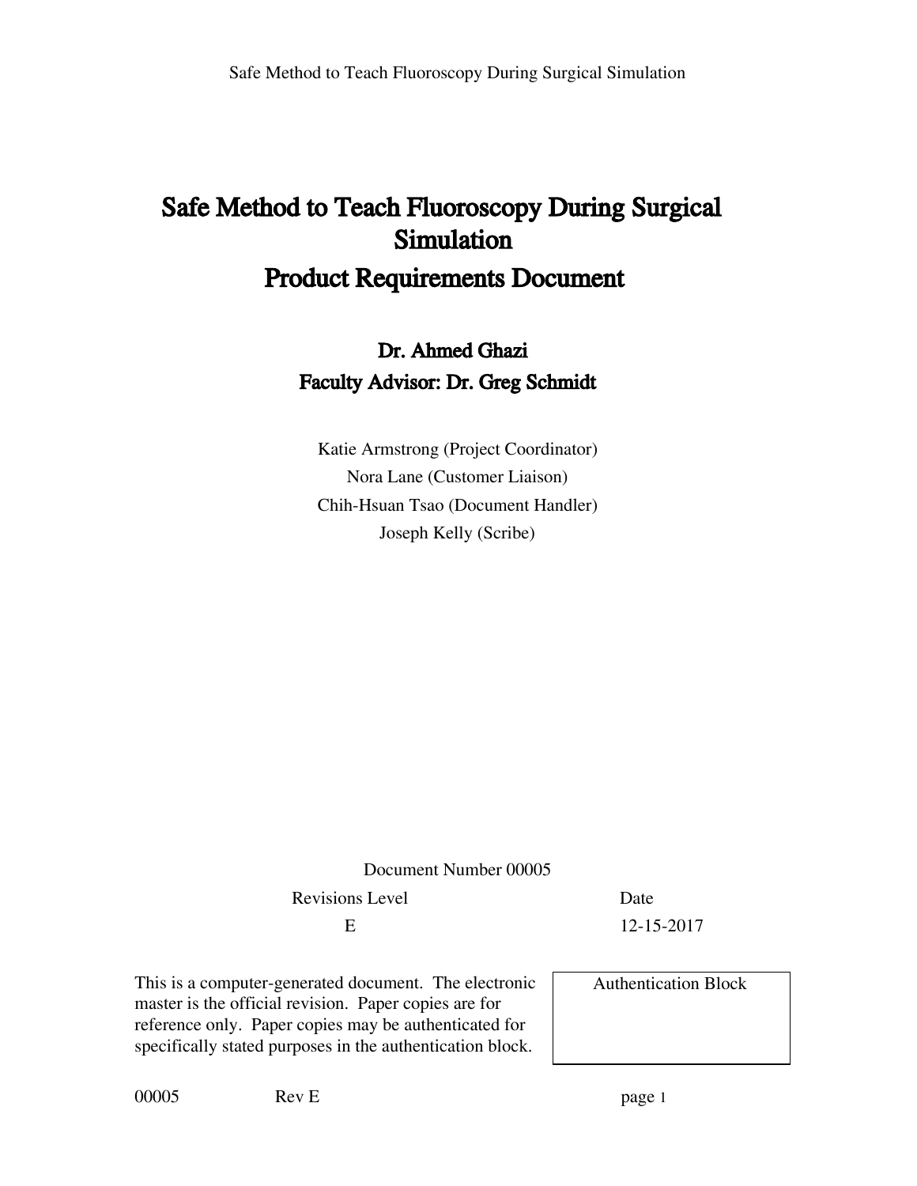# Safe Method to Teach Fluoroscopy During Surgical Simulation

# Product Requirements Document

## Dr. Ahmed Ghazi

## Faculty Advisor: Dr. Greg Schmidt

Katie Armstrong (Project Coordinator)

Nora Lane (Customer Liaison)

Chih-Hsuan Tsao (Document Handler)

Joseph Kelly (Scribe)

Document Number 00005

| Revisions Level | Date |
|---|---|
| E | 12-15-2017 |

This is a computer-generated document. The electronic master is the official revision. Paper copies are for reference only. Paper copies may be authenticated for specifically stated purposes in the authentication block.

| Authentication Block |
|---|
| |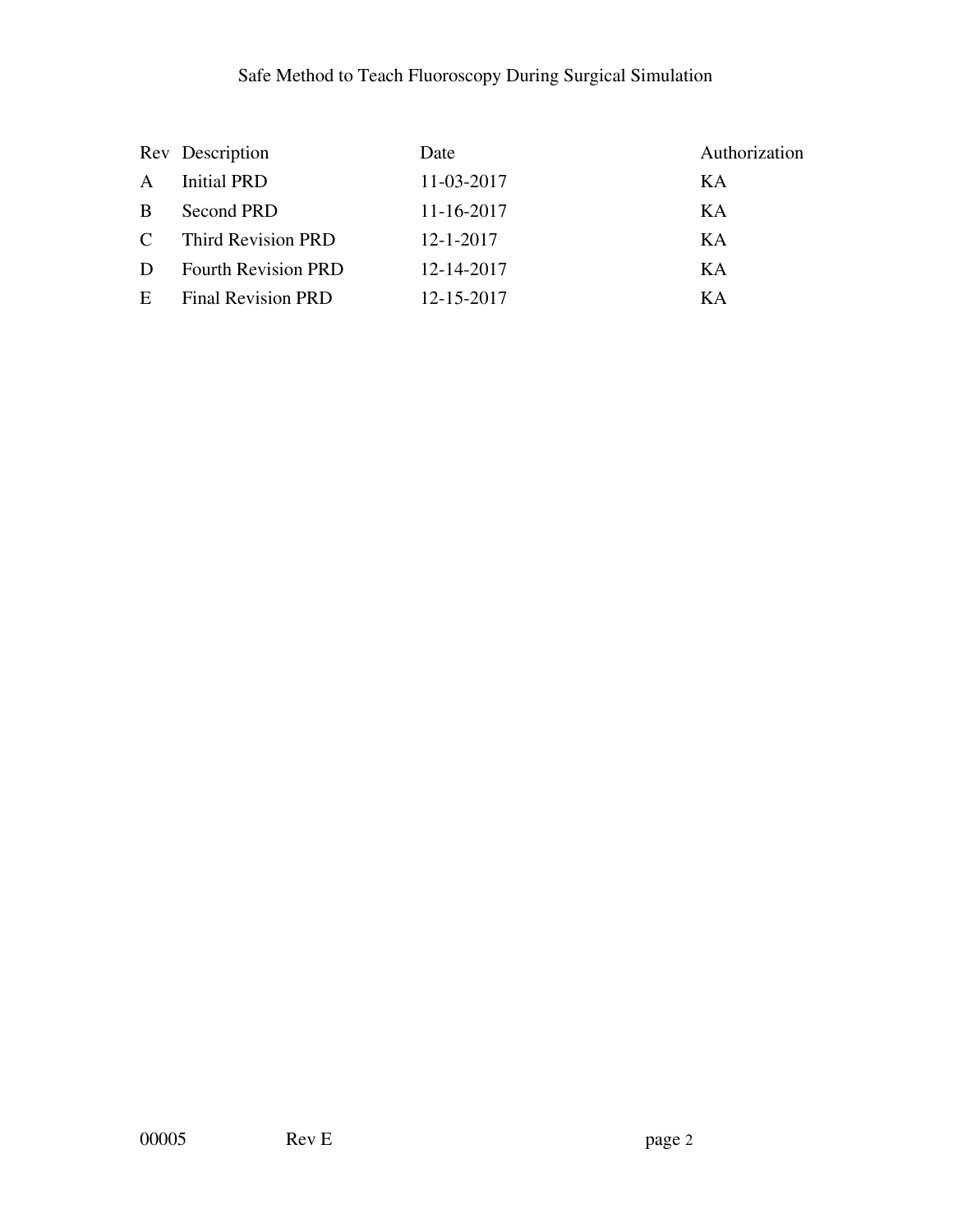| Rev | Description | Date | Authorization |
|---|---|---|---|
| A | Initial PRD | 11-03-2017 | KA |
| B | Second PRD | 11-16-2017 | KA |
| C | Third Revision PRD | 12-1-2017 | KA |
| D | Fourth Revision PRD | 12-14-2017 | KA |
| E | Final Revision PRD | 12-15-2017 | KA |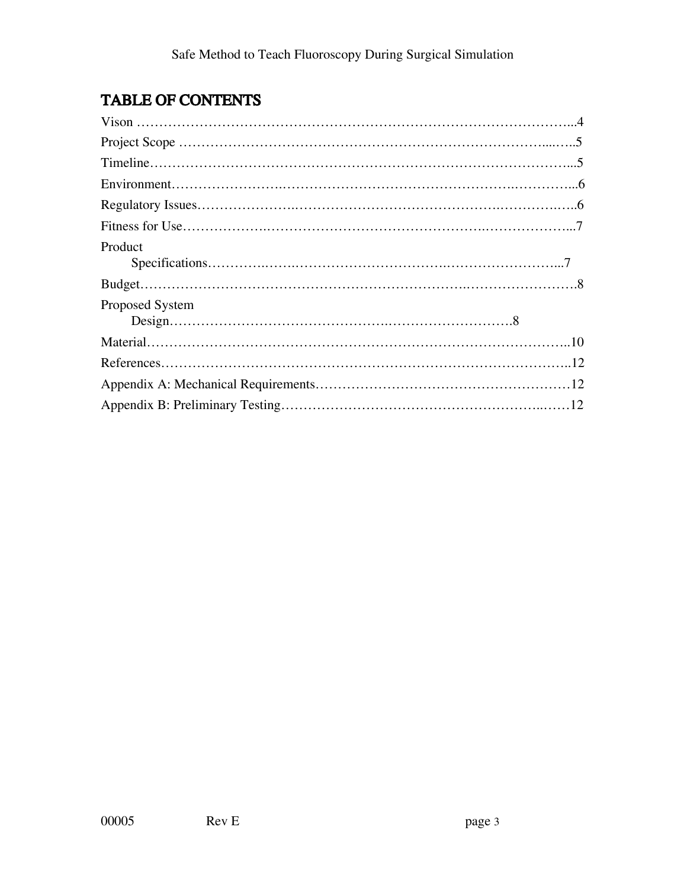# TABLE OF CONTENTS

Vison ……………………………………………………………………………………...4

Project Scope …………………………………………………………………...…..5

Timeline…………………………………………………………………………………...5

Environment……………………………………………………………………………...6

Regulatory Issues………………………………………………………………………..6

Fitness for Use…………………………………………………………………………...7

Product Specifications…………………………………………………………………...7

Budget……………………………………………………………………………………….8

Proposed System Design………………………………………………………………….8

Material……………………………………………………………………………………..10

References…………………………………………………………………………………..12

Appendix A: Mechanical Requirements…………………………………………………12

Appendix B: Preliminary Testing…………………………………………………..……12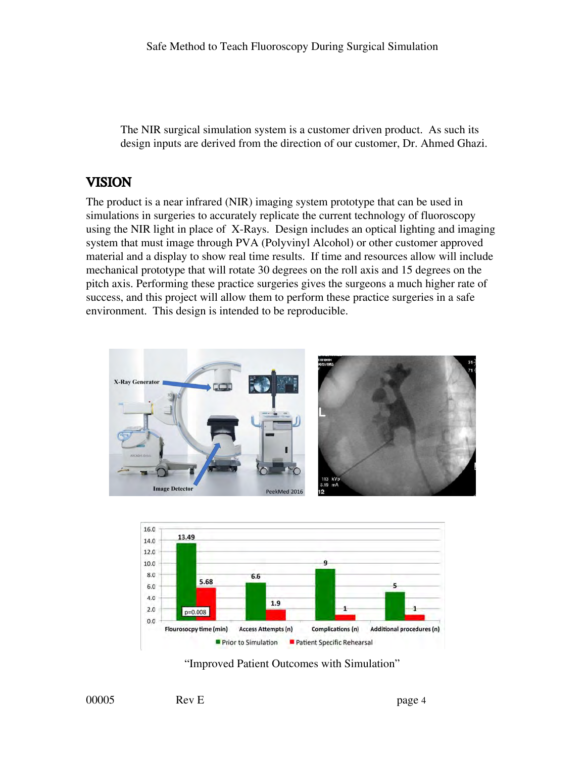The NIR surgical simulation system is a customer driven product. As such its design inputs are derived from the direction of our customer, Dr. Ahmed Ghazi.

## VISION

The product is a near infrared (NIR) imaging system prototype that can be used in simulations in surgeries to accurately replicate the current technology of fluoroscopy using the NIR light in place of X-Rays. Design includes an optical lighting and imaging system that must image through PVA (Polyvinyl Alcohol) or other customer approved material and a display to show real time results. If time and resources allow will include mechanical prototype that will rotate 30 degrees on the roll axis and 15 degrees on the pitch axis. Performing these practice surgeries gives the surgeons a much higher rate of success, and this project will allow them to perform these practice surgeries in a safe environment. This design is intended to be reproducible.

| | Prior to Simulation | Patient Specific Rehearsal |
|---|---|---|
| Flourosocpy time (min) | 13.49 | 5.68 |
| Access Attempts (n) | 6.6 | 1.9 |
| Complications (n) | 9 | 1 |
| Additional procedures (n) | 5 | 1 |

p=0.008

"Improved Patient Outcomes with Simulation"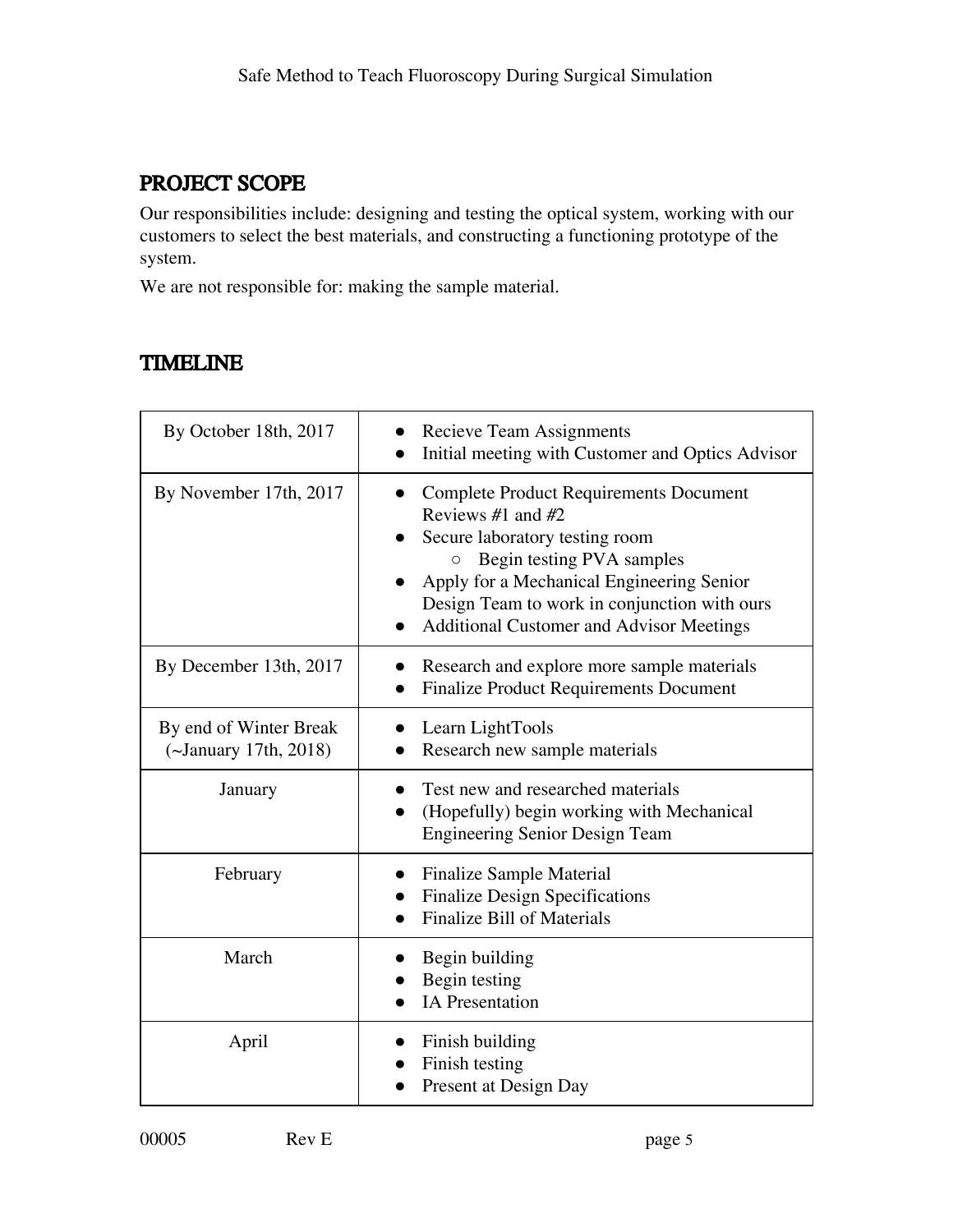## PROJECT SCOPE

Our responsibilities include: designing and testing the optical system, working with our customers to select the best materials, and constructing a functioning prototype of the system.

We are not responsible for: making the sample material.

## TIMELINE

| | |
|---|---|
| By October 18th, 2017 | • Recieve Team Assignments<br>• Initial meeting with Customer and Optics Advisor |
| By November 17th, 2017 | • Complete Product Requirements Document Reviews #1 and #2<br>• Secure laboratory testing room<br>  ○ Begin testing PVA samples<br>• Apply for a Mechanical Engineering Senior Design Team to work in conjunction with ours<br>• Additional Customer and Advisor Meetings |
| By December 13th, 2017 | • Research and explore more sample materials<br>• Finalize Product Requirements Document |
| By end of Winter Break (~January 17th, 2018) | • Learn LightTools<br>• Research new sample materials |
| January | • Test new and researched materials<br>• (Hopefully) begin working with Mechanical Engineering Senior Design Team |
| February | • Finalize Sample Material<br>• Finalize Design Specifications<br>• Finalize Bill of Materials |
| March | • Begin building<br>• Begin testing<br>• IA Presentation |
| April | • Finish building<br>• Finish testing<br>• Present at Design Day |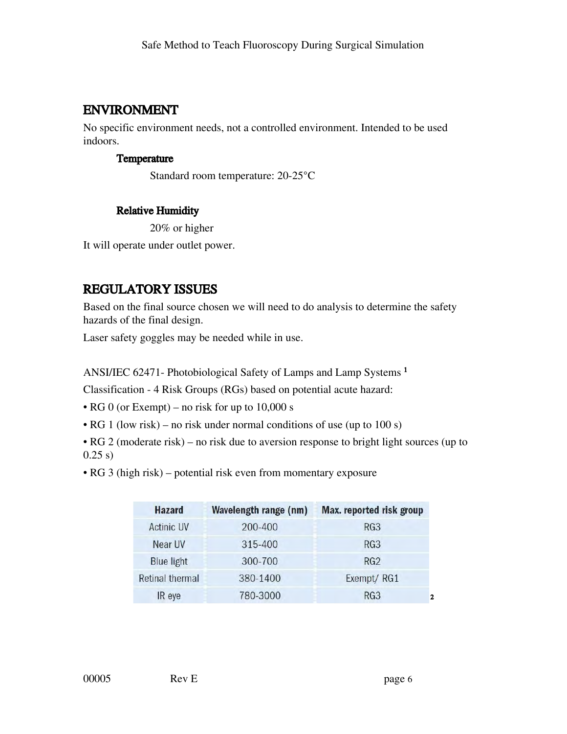## ENVIRONMENT

No specific environment needs, not a controlled environment. Intended to be used indoors.

### Temperature

Standard room temperature: 20-25°C

### Relative Humidity

20% or higher

It will operate under outlet power.

## REGULATORY ISSUES

Based on the final source chosen we will need to do analysis to determine the safety hazards of the final design.

Laser safety goggles may be needed while in use.

ANSI/IEC 62471- Photobiological Safety of Lamps and Lamp Systems [1]

Classification - 4 Risk Groups (RGs) based on potential acute hazard:

- RG 0 (or Exempt) – no risk for up to 10,000 s
- RG 1 (low risk) – no risk under normal conditions of use (up to 100 s)
- RG 2 (moderate risk) – no risk due to aversion response to bright light sources (up to 0.25 s)
- RG 3 (high risk) – potential risk even from momentary exposure

| Hazard | Wavelength range (nm) | Max. reported risk group |
|---|---|---|
| Actinic UV | 200-400 | RG3 |
| Near UV | 315-400 | RG3 |
| Blue light | 300-700 | RG2 |
| Retinal thermal | 380-1400 | Exempt/ RG1 |
| IR eye | 780-3000 | RG3 |

[2]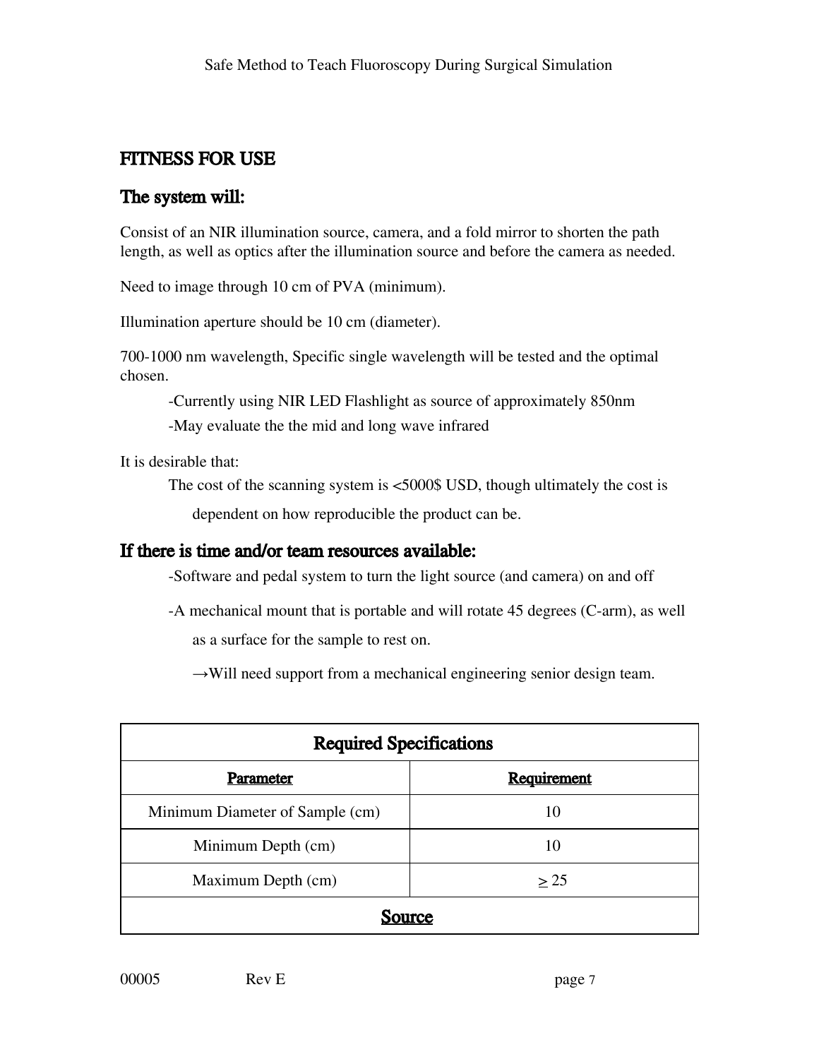## FITNESS FOR USE

### The system will:

Consist of an NIR illumination source, camera, and a fold mirror to shorten the path length, as well as optics after the illumination source and before the camera as needed.

Need to image through 10 cm of PVA (minimum).

Illumination aperture should be 10 cm (diameter).

700-1000 nm wavelength, Specific single wavelength will be tested and the optimal chosen.

-Currently using NIR LED Flashlight as source of approximately 850nm

-May evaluate the the mid and long wave infrared

It is desirable that:

The cost of the scanning system is <5000$ USD, though ultimately the cost is dependent on how reproducible the product can be.

### If there is time and/or team resources available:

-Software and pedal system to turn the light source (and camera) on and off

-A mechanical mount that is portable and will rotate 45 degrees (C-arm), as well as a surface for the sample to rest on.

→Will need support from a mechanical engineering senior design team.

| Required Specifications | |
|---|---|
| **Parameter** | **Requirement** |
| Minimum Diameter of Sample (cm) | 10 |
| Minimum Depth (cm) | 10 |
| Maximum Depth (cm) | $\geq$ 25 |
| **Source** | |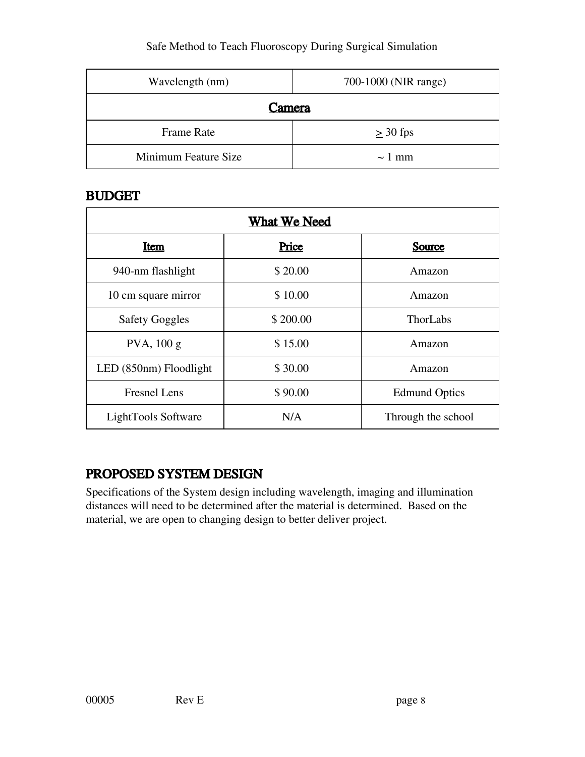| Wavelength (nm) | 700-1000 (NIR range) |
|---|---|
| **Camera** | |
| Frame Rate | $\geq$ 30 fps |
| Minimum Feature Size | ~ 1 mm |

## BUDGET

| **What We Need** | | |
|---|---|---|
| **Item** | **Price** | **Source** |
| 940-nm flashlight | $ 20.00 | Amazon |
| 10 cm square mirror | $ 10.00 | Amazon |
| Safety Goggles | $ 200.00 | ThorLabs |
| PVA, 100 g | $ 15.00 | Amazon |
| LED (850nm) Floodlight | $ 30.00 | Amazon |
| Fresnel Lens | $ 90.00 | Edmund Optics |
| LightTools Software | N/A | Through the school |

## PROPOSED SYSTEM DESIGN

Specifications of the System design including wavelength, imaging and illumination distances will need to be determined after the material is determined. Based on the material, we are open to changing design to better deliver project.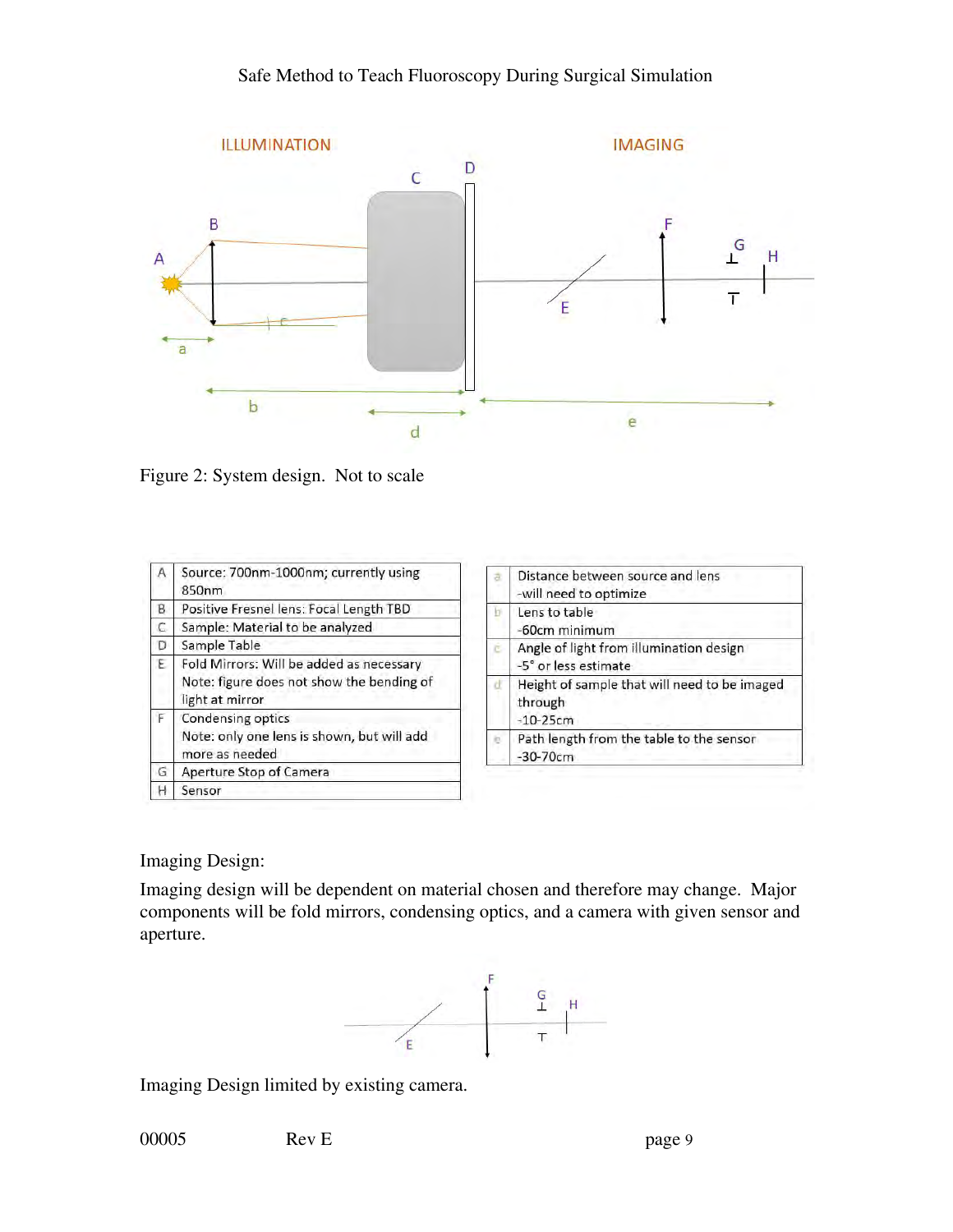Figure 2: System design. Not to scale

| | |
|---|---|
| A | Source: 700nm-1000nm; currently using 850nm |
| B | Positive Fresnel lens: Focal Length TBD |
| C | Sample: Material to be analyzed |
| D | Sample Table |
| E | Fold Mirrors: Will be added as necessary<br>Note: figure does not show the bending of light at mirror |
| F | Condensing optics<br>Note: only one lens is shown, but will add more as needed |
| G | Aperture Stop of Camera |
| H | Sensor |

| | |
|---|---|
| a | Distance between source and lens<br>-will need to optimize |
| b | Lens to table<br>-60cm minimum |
| c | Angle of light from illumination design<br>-5° or less estimate |
| d | Height of sample that will need to be imaged through<br>-10-25cm |
| e | Path length from the table to the sensor<br>-30-70cm |

Imaging Design:

Imaging design will be dependent on material chosen and therefore may change. Major components will be fold mirrors, condensing optics, and a camera with given sensor and aperture.

Imaging Design limited by existing camera.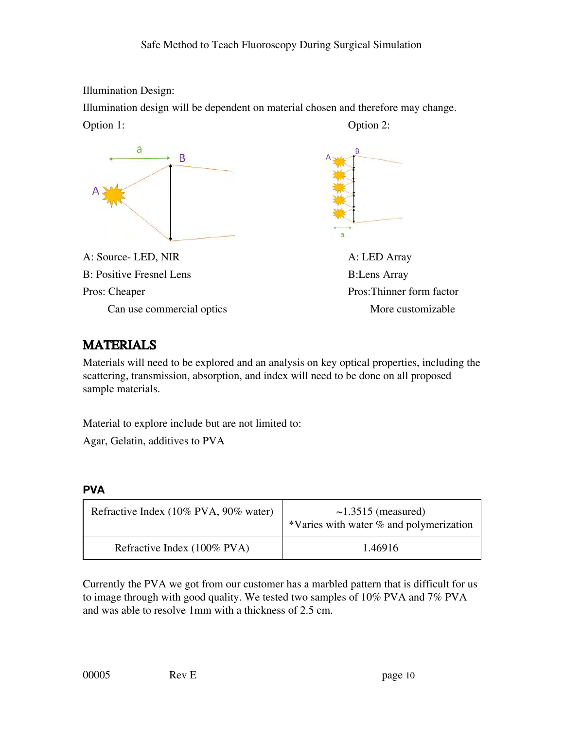Illumination Design:

Illumination design will be dependent on material chosen and therefore may change.

Option 1:

A: Source- LED, NIR

B: Positive Fresnel Lens

Pros: Cheaper

Can use commercial optics

Option 2:

A: LED Array

B:Lens Array

Pros:Thinner form factor

More customizable

## MATERIALS

Materials will need to be explored and an analysis on key optical properties, including the scattering, transmission, absorption, and index will need to be done on all proposed sample materials.

Material to explore include but are not limited to:

Agar, Gelatin, additives to PVA

### PVA

| Refractive Index (10% PVA, 90% water) | ~1.3515 (measured) *Varies with water % and polymerization |
|---|---|
| Refractive Index (100% PVA) | 1.46916 |

Currently the PVA we got from our customer has a marbled pattern that is difficult for us to image through with good quality. We tested two samples of 10% PVA and 7% PVA and was able to resolve 1mm with a thickness of 2.5 cm.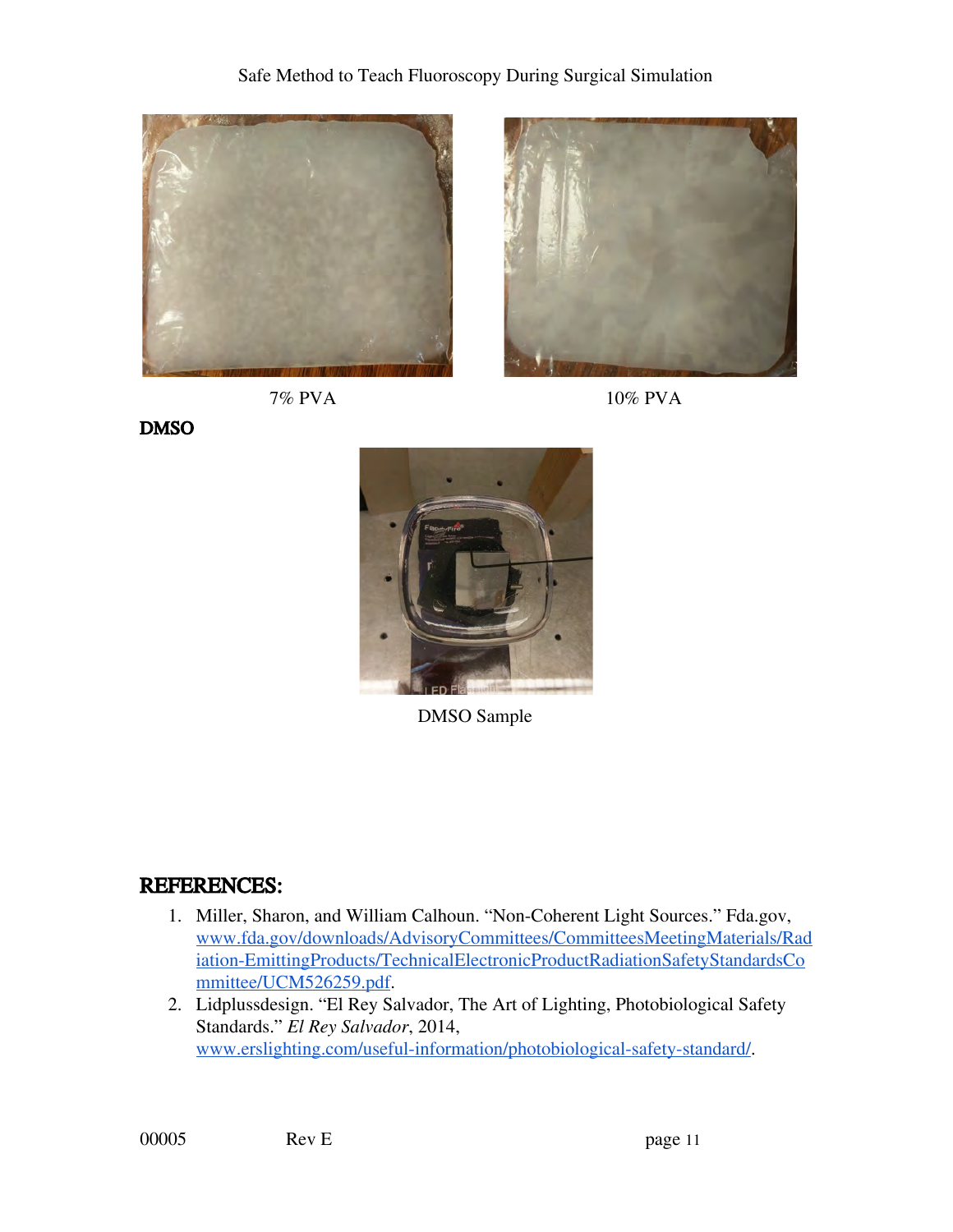7% PVA

10% PVA

**DMSO**

DMSO Sample

## REFERENCES:

1. Miller, Sharon, and William Calhoun. "Non-Coherent Light Sources." Fda.gov, [www.fda.gov/downloads/AdvisoryCommittees/CommitteesMeetingMaterials/RadiationEmittingProducts/TechnicalElectronicProductRadiationSafetyStandardsCommittee/UCM526259.pdf](www.fda.gov/downloads/AdvisoryCommittees/CommitteesMeetingMaterials/RadiationEmittingProducts/TechnicalElectronicProductRadiationSafetyStandardsCommittee/UCM526259.pdf).
2. Lidplussdesign. "El Rey Salvador, The Art of Lighting, Photobiological Safety Standards." *El Rey Salvador*, 2014, [www.erslighting.com/useful-information/photobiological-safety-standard/](www.erslighting.com/useful-information/photobiological-safety-standard/).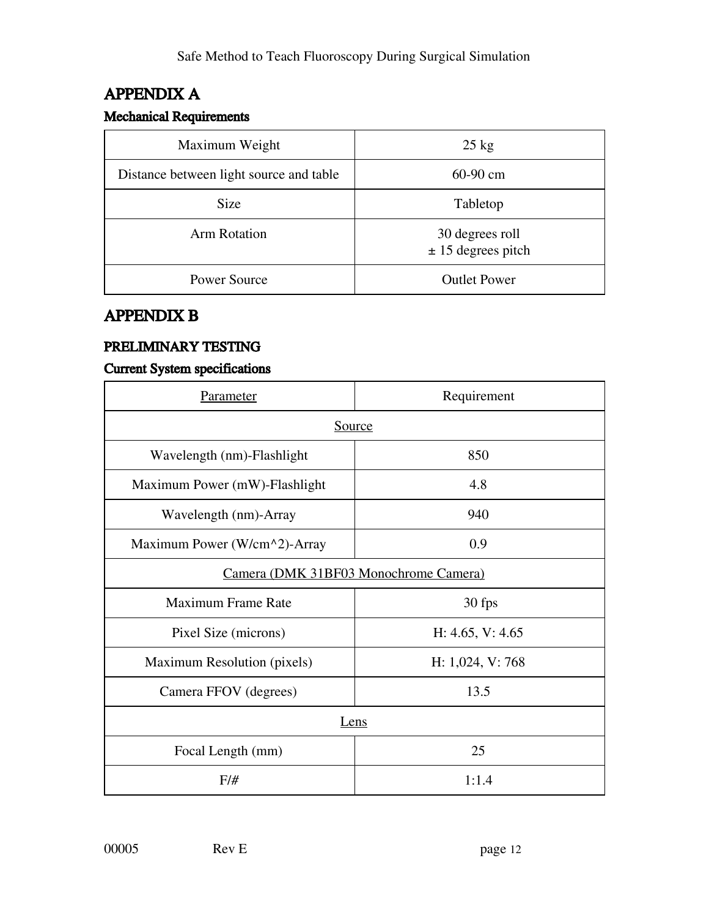# APPENDIX A

## Mechanical Requirements

| Maximum Weight | 25 kg |
|---|---|
| Distance between light source and table | 60-90 cm |
| Size | Tabletop |
| Arm Rotation | 30 degrees roll<br>± 15 degrees pitch |
| Power Source | Outlet Power |

# APPENDIX B

## PRELIMINARY TESTING

## Current System specifications

| Parameter | Requirement |
|---|---|
| Source | |
| Wavelength (nm)-Flashlight | 850 |
| Maximum Power (mW)-Flashlight | 4.8 |
| Wavelength (nm)-Array | 940 |
| Maximum Power (W/cm^2)-Array | 0.9 |
| Camera (DMK 31BF03 Monochrome Camera) | |
| Maximum Frame Rate | 30 fps |
| Pixel Size (microns) | H: 4.65, V: 4.65 |
| Maximum Resolution (pixels) | H: 1,024, V: 768 |
| Camera FFOV (degrees) | 13.5 |
| Lens | |
| Focal Length (mm) | 25 |
| F/# | 1:1.4 |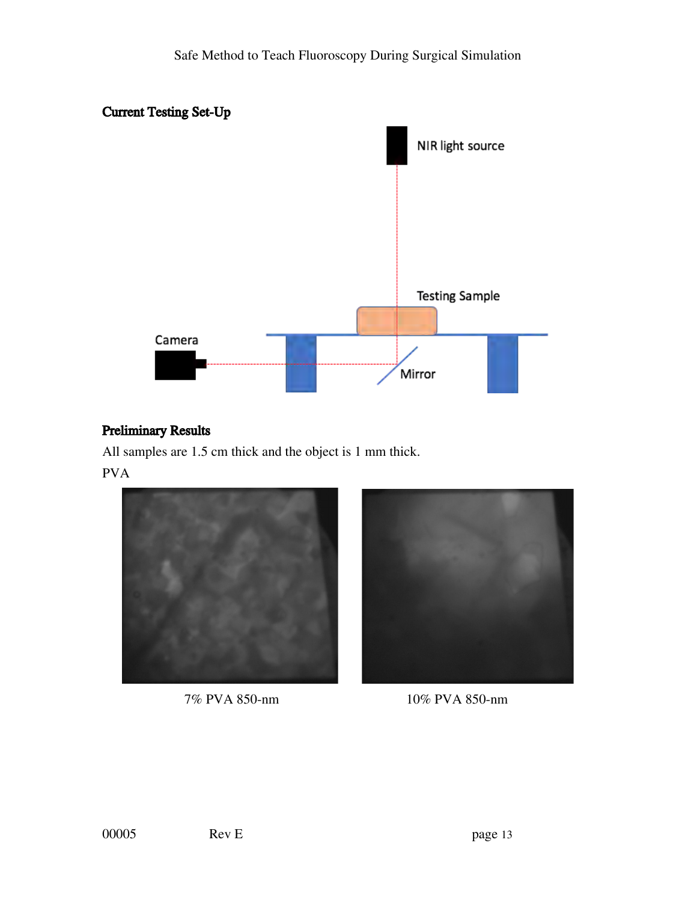## Current Testing Set-Up

## Preliminary Results

All samples are 1.5 cm thick and the object is 1 mm thick.

PVA

7% PVA 850-nm

10% PVA 850-nm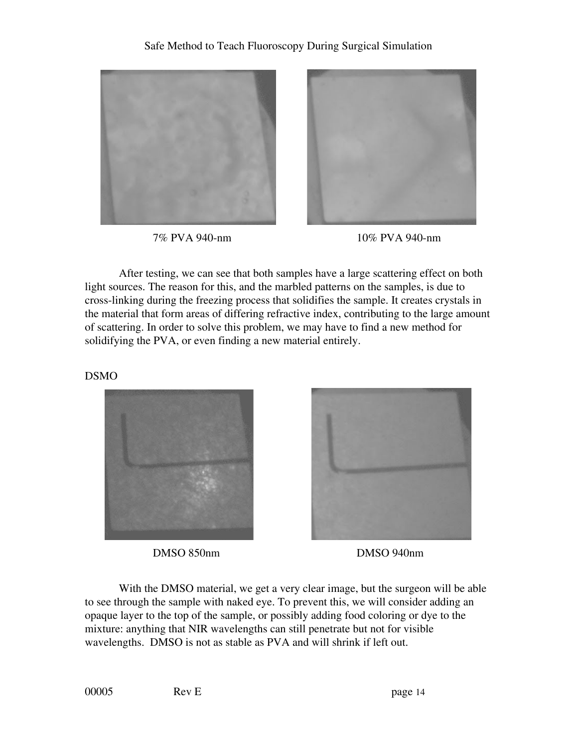7% PVA 940-nm

10% PVA 940-nm

After testing, we can see that both samples have a large scattering effect on both light sources. The reason for this, and the marbled patterns on the samples, is due to cross-linking during the freezing process that solidifies the sample. It creates crystals in the material that form areas of differing refractive index, contributing to the large amount of scattering. In order to solve this problem, we may have to find a new method for solidifying the PVA, or even finding a new material entirely.

DSMO

DMSO 850nm

DMSO 940nm

With the DMSO material, we get a very clear image, but the surgeon will be able to see through the sample with naked eye. To prevent this, we will consider adding an opaque layer to the top of the sample, or possibly adding food coloring or dye to the mixture: anything that NIR wavelengths can still penetrate but not for visible wavelengths. DMSO is not as stable as PVA and will shrink if left out.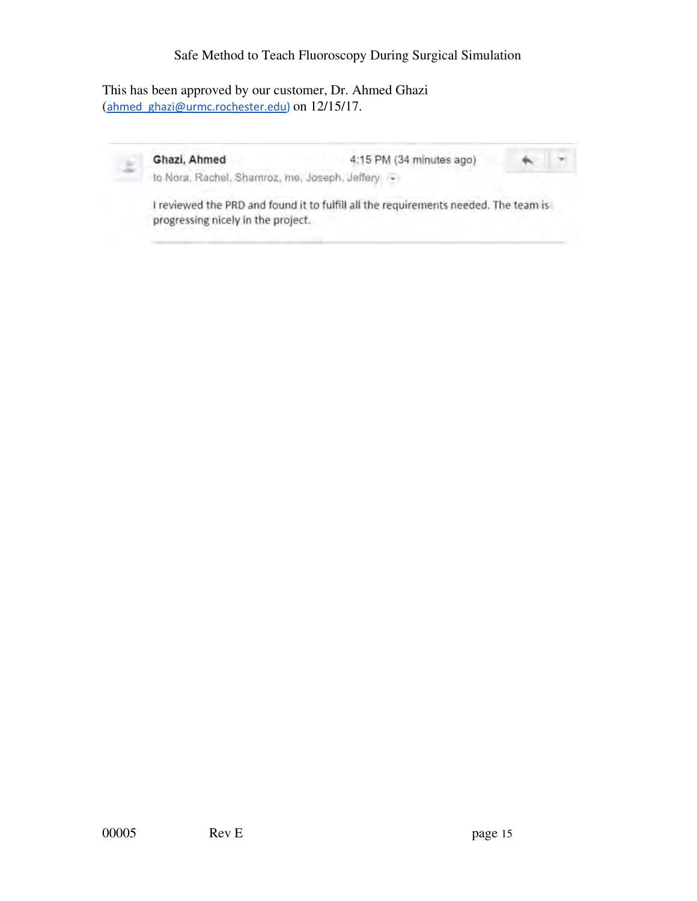This has been approved by our customer, Dr. Ahmed Ghazi (ahmed_ghazi@urmc.rochester.edu) on 12/15/17.

**Ghazi, Ahmed** 4:15 PM (34 minutes ago)

to Nora, Rachel, Shamroz, me, Joseph, Jeffery

I reviewed the PRD and found it to fulfill all the requirements needed. The team is progressing nicely in the project.